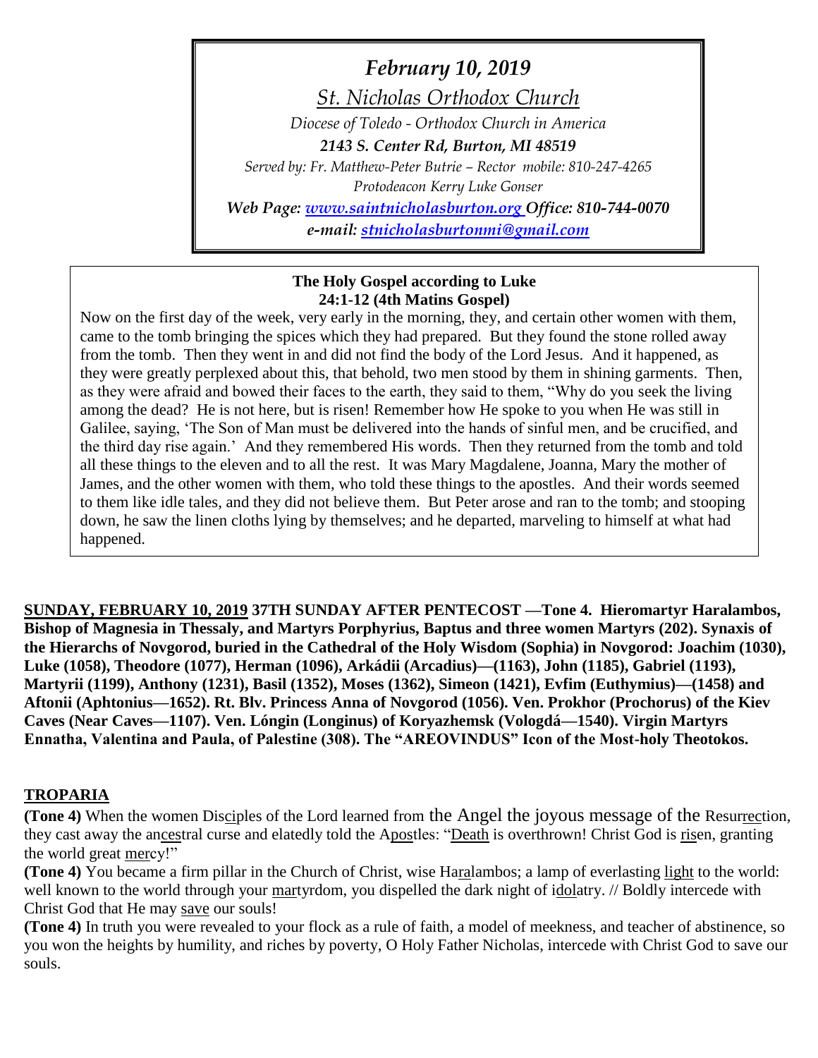*February 10, 2019*

*St. Nicholas Orthodox Church*

*Diocese of Toledo - Orthodox Church in America*

***2143 S. Center Rd, Burton, MI 48519***

*Served by: Fr. Matthew-Peter Butrie – Rector mobile: 810-247-4265*

*Protodeacon Kerry Luke Gonser*

***Web Page: [www.saintnicholasburton.org](www.saintnicholasburton.org) Office: 810-744-0070***

***e-mail: [stnicholasburtonmi@gmail.com](mailto:stnicholasburtonmi@gmail.com)***

**The Holy Gospel according to Luke**
**24:1-12 (4th Matins Gospel)**

Now on the first day of the week, very early in the morning, they, and certain other women with them, came to the tomb bringing the spices which they had prepared. But they found the stone rolled away from the tomb. Then they went in and did not find the body of the Lord Jesus. And it happened, as they were greatly perplexed about this, that behold, two men stood by them in shining garments. Then, as they were afraid and bowed their faces to the earth, they said to them, "Why do you seek the living among the dead? He is not here, but is risen! Remember how He spoke to you when He was still in Galilee, saying, 'The Son of Man must be delivered into the hands of sinful men, and be crucified, and the third day rise again.' And they remembered His words. Then they returned from the tomb and told all these things to the eleven and to all the rest. It was Mary Magdalene, Joanna, Mary the mother of James, and the other women with them, who told these things to the apostles. And their words seemed to them like idle tales, and they did not believe them. But Peter arose and ran to the tomb; and stooping down, he saw the linen cloths lying by themselves; and he departed, marveling to himself at what had happened.

**SUNDAY, FEBRUARY 10, 2019 37TH SUNDAY AFTER PENTECOST —Tone 4. Hieromartyr Haralambos, Bishop of Magnesia in Thessaly, and Martyrs Porphyrius, Baptus and three women Martyrs (202). Synaxis of the Hierarchs of Novgorod, buried in the Cathedral of the Holy Wisdom (Sophia) in Novgorod: Joachim (1030), Luke (1058), Theodore (1077), Herman (1096), Arkádii (Arcadius)—(1163), John (1185), Gabriel (1193), Martyrii (1199), Anthony (1231), Basil (1352), Moses (1362), Simeon (1421), Evfim (Euthymius)—(1458) and Aftonii (Aphtonius—1652). Rt. Blv. Princess Anna of Novgorod (1056). Ven. Prokhor (Prochorus) of the Kiev Caves (Near Caves—1107). Ven. Lóngin (Longinus) of Koryazhemsk (Vologdá—1540). Virgin Martyrs Ennatha, Valentina and Paula, of Palestine (308). The "AREOVINDUS" Icon of the Most-holy Theotokos.**

## TROPARIA

**(Tone 4)** When the women Disciples of the Lord learned from the Angel the joyous message of the Resurrection, they cast away the ancestral curse and elatedly told the Apostles: "Death is overthrown! Christ God is risen, granting the world great mercy!"

**(Tone 4)** You became a firm pillar in the Church of Christ, wise Haralambos; a lamp of everlasting light to the world: well known to the world through your martyrdom, you dispelled the dark night of idolatry. // Boldly intercede with Christ God that He may save our souls!

**(Tone 4)** In truth you were revealed to your flock as a rule of faith, a model of meekness, and teacher of abstinence, so you won the heights by humility, and riches by poverty, O Holy Father Nicholas, intercede with Christ God to save our souls.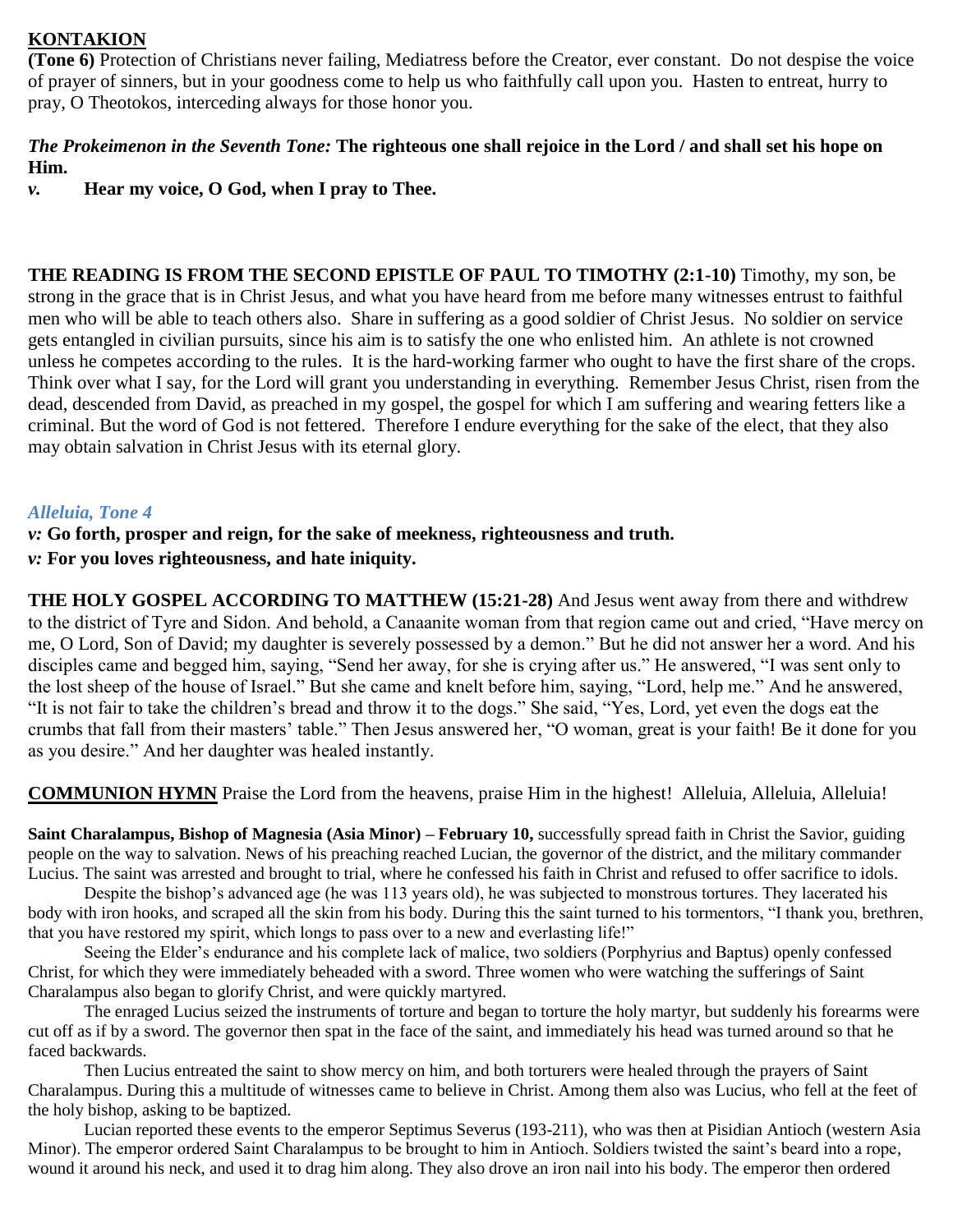## KONTAKION

**(Tone 6)** Protection of Christians never failing, Mediatress before the Creator, ever constant. Do not despise the voice of prayer of sinners, but in your goodness come to help us who faithfully call upon you. Hasten to entreat, hurry to pray, O Theotokos, interceding always for those honor you.

***The Prokeimenon in the Seventh Tone:*** **The righteous one shall rejoice in the Lord / and shall set his hope on Him.**

***v.*** **Hear my voice, O God, when I pray to Thee.**

**THE READING IS FROM THE SECOND EPISTLE OF PAUL TO TIMOTHY (2:1-10)** Timothy, my son, be strong in the grace that is in Christ Jesus, and what you have heard from me before many witnesses entrust to faithful men who will be able to teach others also. Share in suffering as a good soldier of Christ Jesus. No soldier on service gets entangled in civilian pursuits, since his aim is to satisfy the one who enlisted him. An athlete is not crowned unless he competes according to the rules. It is the hard-working farmer who ought to have the first share of the crops. Think over what I say, for the Lord will grant you understanding in everything. Remember Jesus Christ, risen from the dead, descended from David, as preached in my gospel, the gospel for which I am suffering and wearing fetters like a criminal. But the word of God is not fettered. Therefore I endure everything for the sake of the elect, that they also may obtain salvation in Christ Jesus with its eternal glory.

*Alleluia, Tone 4*

***v:*** **Go forth, prosper and reign, for the sake of meekness, righteousness and truth.**

***v:*** **For you loves righteousness, and hate iniquity.**

**THE HOLY GOSPEL ACCORDING TO MATTHEW (15:21-28)** And Jesus went away from there and withdrew to the district of Tyre and Sidon. And behold, a Canaanite woman from that region came out and cried, "Have mercy on me, O Lord, Son of David; my daughter is severely possessed by a demon." But he did not answer her a word. And his disciples came and begged him, saying, "Send her away, for she is crying after us." He answered, "I was sent only to the lost sheep of the house of Israel." But she came and knelt before him, saying, "Lord, help me." And he answered, "It is not fair to take the children's bread and throw it to the dogs." She said, "Yes, Lord, yet even the dogs eat the crumbs that fall from their masters' table." Then Jesus answered her, "O woman, great is your faith! Be it done for you as you desire." And her daughter was healed instantly.

**COMMUNION HYMN** Praise the Lord from the heavens, praise Him in the highest! Alleluia, Alleluia, Alleluia!

**Saint Charalampus, Bishop of Magnesia (Asia Minor) – February 10,** successfully spread faith in Christ the Savior, guiding people on the way to salvation. News of his preaching reached Lucian, the governor of the district, and the military commander Lucius. The saint was arrested and brought to trial, where he confessed his faith in Christ and refused to offer sacrifice to idols.

Despite the bishop's advanced age (he was 113 years old), he was subjected to monstrous tortures. They lacerated his body with iron hooks, and scraped all the skin from his body. During this the saint turned to his tormentors, "I thank you, brethren, that you have restored my spirit, which longs to pass over to a new and everlasting life!"

Seeing the Elder's endurance and his complete lack of malice, two soldiers (Porphyrius and Baptus) openly confessed Christ, for which they were immediately beheaded with a sword. Three women who were watching the sufferings of Saint Charalampus also began to glorify Christ, and were quickly martyred.

The enraged Lucius seized the instruments of torture and began to torture the holy martyr, but suddenly his forearms were cut off as if by a sword. The governor then spat in the face of the saint, and immediately his head was turned around so that he faced backwards.

Then Lucius entreated the saint to show mercy on him, and both torturers were healed through the prayers of Saint Charalampus. During this a multitude of witnesses came to believe in Christ. Among them also was Lucius, who fell at the feet of the holy bishop, asking to be baptized.

Lucian reported these events to the emperor Septimus Severus (193-211), who was then at Pisidian Antioch (western Asia Minor). The emperor ordered Saint Charalampus to be brought to him in Antioch. Soldiers twisted the saint's beard into a rope, wound it around his neck, and used it to drag him along. They also drove an iron nail into his body. The emperor then ordered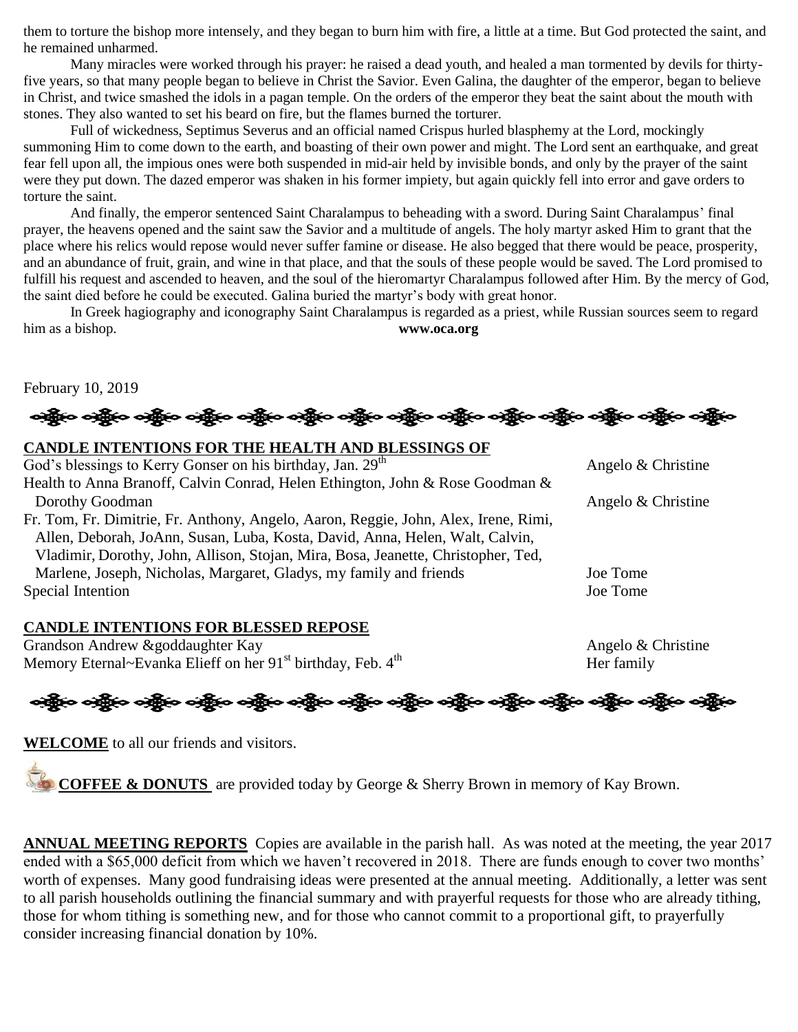them to torture the bishop more intensely, and they began to burn him with fire, a little at a time. But God protected the saint, and he remained unharmed.

Many miracles were worked through his prayer: he raised a dead youth, and healed a man tormented by devils for thirty-five years, so that many people began to believe in Christ the Savior. Even Galina, the daughter of the emperor, began to believe in Christ, and twice smashed the idols in a pagan temple. On the orders of the emperor they beat the saint about the mouth with stones. They also wanted to set his beard on fire, but the flames burned the torturer.

Full of wickedness, Septimus Severus and an official named Crispus hurled blasphemy at the Lord, mockingly summoning Him to come down to the earth, and boasting of their own power and might. The Lord sent an earthquake, and great fear fell upon all, the impious ones were both suspended in mid-air held by invisible bonds, and only by the prayer of the saint were they put down. The dazed emperor was shaken in his former impiety, but again quickly fell into error and gave orders to torture the saint.

And finally, the emperor sentenced Saint Charalampus to beheading with a sword. During Saint Charalampus' final prayer, the heavens opened and the saint saw the Savior and a multitude of angels. The holy martyr asked Him to grant that the place where his relics would repose would never suffer famine or disease. He also begged that there would be peace, prosperity, and an abundance of fruit, grain, and wine in that place, and that the souls of these people would be saved. The Lord promised to fulfill his request and ascended to heaven, and the soul of the hieromartyr Charalampus followed after Him. By the mercy of God, the saint died before he could be executed. Galina buried the martyr's body with great honor.

In Greek hagiography and iconography Saint Charalampus is regarded as a priest, while Russian sources seem to regard him as a bishop. **www.oca.org**

February 10, 2019

## CANDLE INTENTIONS FOR THE HEALTH AND BLESSINGS OF

| | |
|---|---|
| God's blessings to Kerry Gonser on his birthday, Jan. 29th | Angelo & Christine |
| Health to Anna Branoff, Calvin Conrad, Helen Ethington, John & Rose Goodman & Dorothy Goodman | Angelo & Christine |
| Fr. Tom, Fr. Dimitrie, Fr. Anthony, Angelo, Aaron, Reggie, John, Alex, Irene, Rimi, Allen, Deborah, JoAnn, Susan, Luba, Kosta, David, Anna, Helen, Walt, Calvin, Vladimir, Dorothy, John, Allison, Stojan, Mira, Bosa, Jeanette, Christopher, Ted, Marlene, Joseph, Nicholas, Margaret, Gladys, my family and friends | Joe Tome |
| Special Intention | Joe Tome |

## CANDLE INTENTIONS FOR BLESSED REPOSE

| | |
|---|---|
| Grandson Andrew &goddaughter Kay | Angelo & Christine |
| Memory Eternal~Evanka Elieff on her 91st birthday, Feb. 4th | Her family |

**WELCOME** to all our friends and visitors.

**COFFEE & DONUTS** are provided today by George & Sherry Brown in memory of Kay Brown.

**ANNUAL MEETING REPORTS** Copies are available in the parish hall. As was noted at the meeting, the year 2017 ended with a $65,000 deficit from which we haven't recovered in 2018. There are funds enough to cover two months' worth of expenses. Many good fundraising ideas were presented at the annual meeting. Additionally, a letter was sent to all parish households outlining the financial summary and with prayerful requests for those who are already tithing, those for whom tithing is something new, and for those who cannot commit to a proportional gift, to prayerfully consider increasing financial donation by 10%.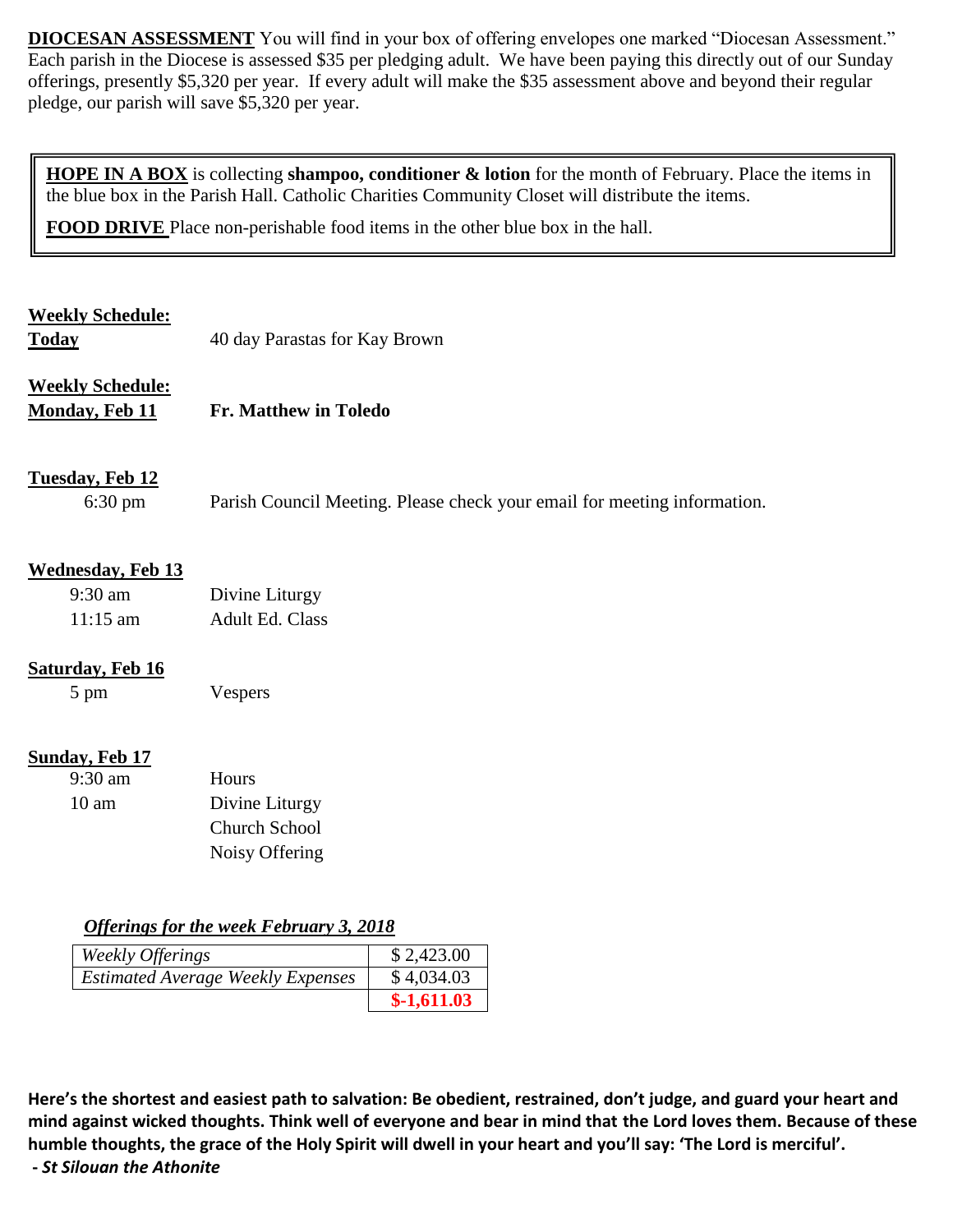**DIOCESAN ASSESSMENT** You will find in your box of offering envelopes one marked "Diocesan Assessment." Each parish in the Diocese is assessed $35 per pledging adult. We have been paying this directly out of our Sunday offerings, presently $5,320 per year. If every adult will make the $35 assessment above and beyond their regular pledge, our parish will save $5,320 per year.

**HOPE IN A BOX** is collecting **shampoo, conditioner & lotion** for the month of February. Place the items in the blue box in the Parish Hall. Catholic Charities Community Closet will distribute the items.

**FOOD DRIVE** Place non-perishable food items in the other blue box in the hall.

**Weekly Schedule:**

**Today** — 40 day Parastas for Kay Brown

**Weekly Schedule:**

**Monday, Feb 11** — **Fr. Matthew in Toledo**

**Tuesday, Feb 12**

6:30 pm — Parish Council Meeting. Please check your email for meeting information.

**Wednesday, Feb 13**

9:30 am — Divine Liturgy
11:15 am — Adult Ed. Class

**Saturday, Feb 16**

5 pm — Vespers

**Sunday, Feb 17**

9:30 am — Hours
10 am — Divine Liturgy
Church School
Noisy Offering

***Offerings for the week February 3, 2018***

| | |
|---|---|
| *Weekly Offerings* | $ 2,423.00 |
| *Estimated Average Weekly Expenses* | $ 4,034.03 |
| | **$-1,611.03** |

**Here's the shortest and easiest path to salvation: Be obedient, restrained, don't judge, and guard your heart and mind against wicked thoughts. Think well of everyone and bear in mind that the Lord loves them. Because of these humble thoughts, the grace of the Holy Spirit will dwell in your heart and you'll say: 'The Lord is merciful'.**
***- St Silouan the Athonite***